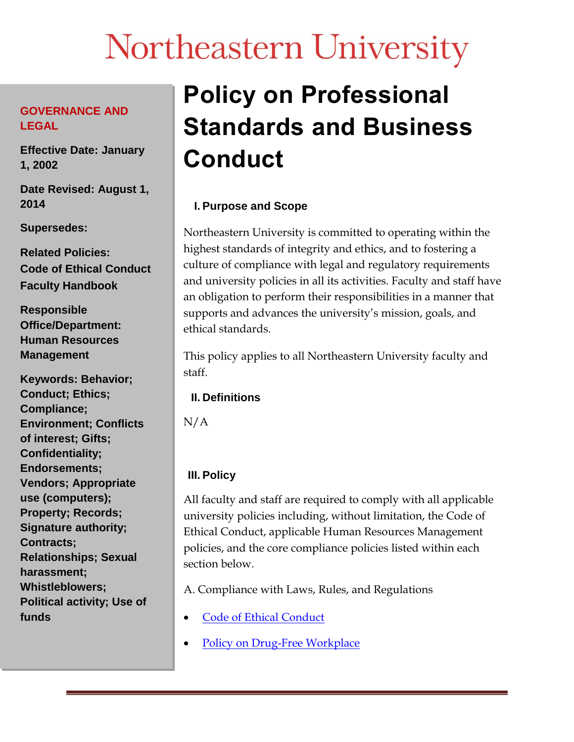# Northeastern University

**GOVERNANCE AND LEGAL**

**Effective Date: January 1, 2002**

**Date Revised: August 1, 2014**

**Supersedes:**

**Related Policies:**
**Code of Ethical Conduct**
**Faculty Handbook**

**Responsible Office/Department: Human Resources Management**

**Keywords: Behavior; Conduct; Ethics; Compliance; Environment; Conflicts of interest; Gifts; Confidentiality; Endorsements; Vendors; Appropriate use (computers); Property; Records; Signature authority; Contracts; Relationships; Sexual harassment; Whistleblowers; Political activity; Use of funds**

# Policy on Professional Standards and Business Conduct

## I. Purpose and Scope

Northeastern University is committed to operating within the highest standards of integrity and ethics, and to fostering a culture of compliance with legal and regulatory requirements and university policies in all its activities. Faculty and staff have an obligation to perform their responsibilities in a manner that supports and advances the university's mission, goals, and ethical standards.

This policy applies to all Northeastern University faculty and staff.

## II. Definitions

N/A

## III. Policy

All faculty and staff are required to comply with all applicable university policies including, without limitation, the Code of Ethical Conduct, applicable Human Resources Management policies, and the core compliance policies listed within each section below.

A. Compliance with Laws, Rules, and Regulations

- Code of Ethical Conduct
- Policy on Drug-Free Workplace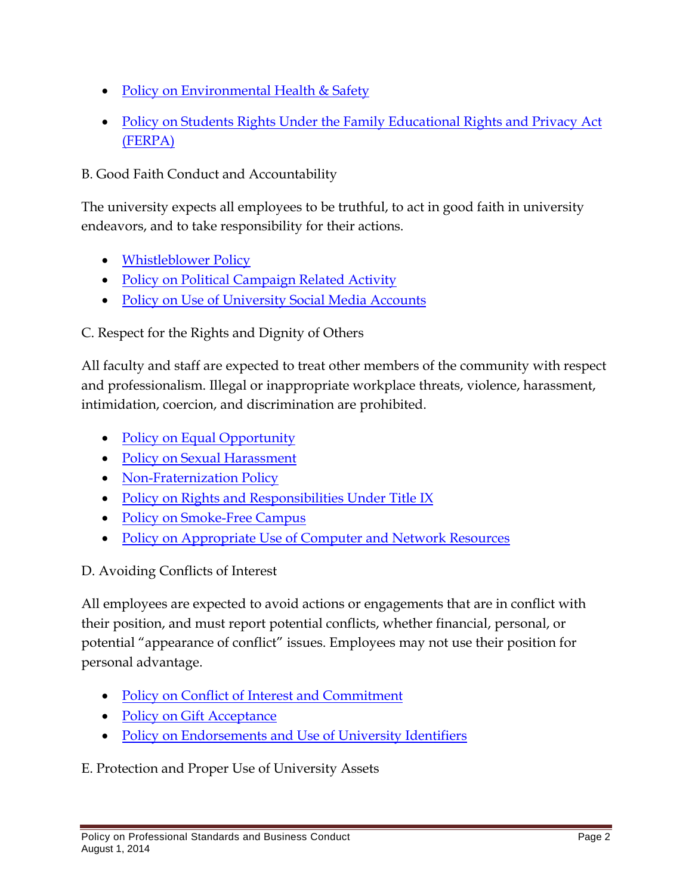- Policy on Environmental Health & Safety
- Policy on Students Rights Under the Family Educational Rights and Privacy Act (FERPA)

B. Good Faith Conduct and Accountability

The university expects all employees to be truthful, to act in good faith in university endeavors, and to take responsibility for their actions.

- Whistleblower Policy
- Policy on Political Campaign Related Activity
- Policy on Use of University Social Media Accounts

C. Respect for the Rights and Dignity of Others

All faculty and staff are expected to treat other members of the community with respect and professionalism. Illegal or inappropriate workplace threats, violence, harassment, intimidation, coercion, and discrimination are prohibited.

- Policy on Equal Opportunity
- Policy on Sexual Harassment
- Non-Fraternization Policy
- Policy on Rights and Responsibilities Under Title IX
- Policy on Smoke-Free Campus
- Policy on Appropriate Use of Computer and Network Resources

D. Avoiding Conflicts of Interest

All employees are expected to avoid actions or engagements that are in conflict with their position, and must report potential conflicts, whether financial, personal, or potential "appearance of conflict" issues. Employees may not use their position for personal advantage.

- Policy on Conflict of Interest and Commitment
- Policy on Gift Acceptance
- Policy on Endorsements and Use of University Identifiers

E. Protection and Proper Use of University Assets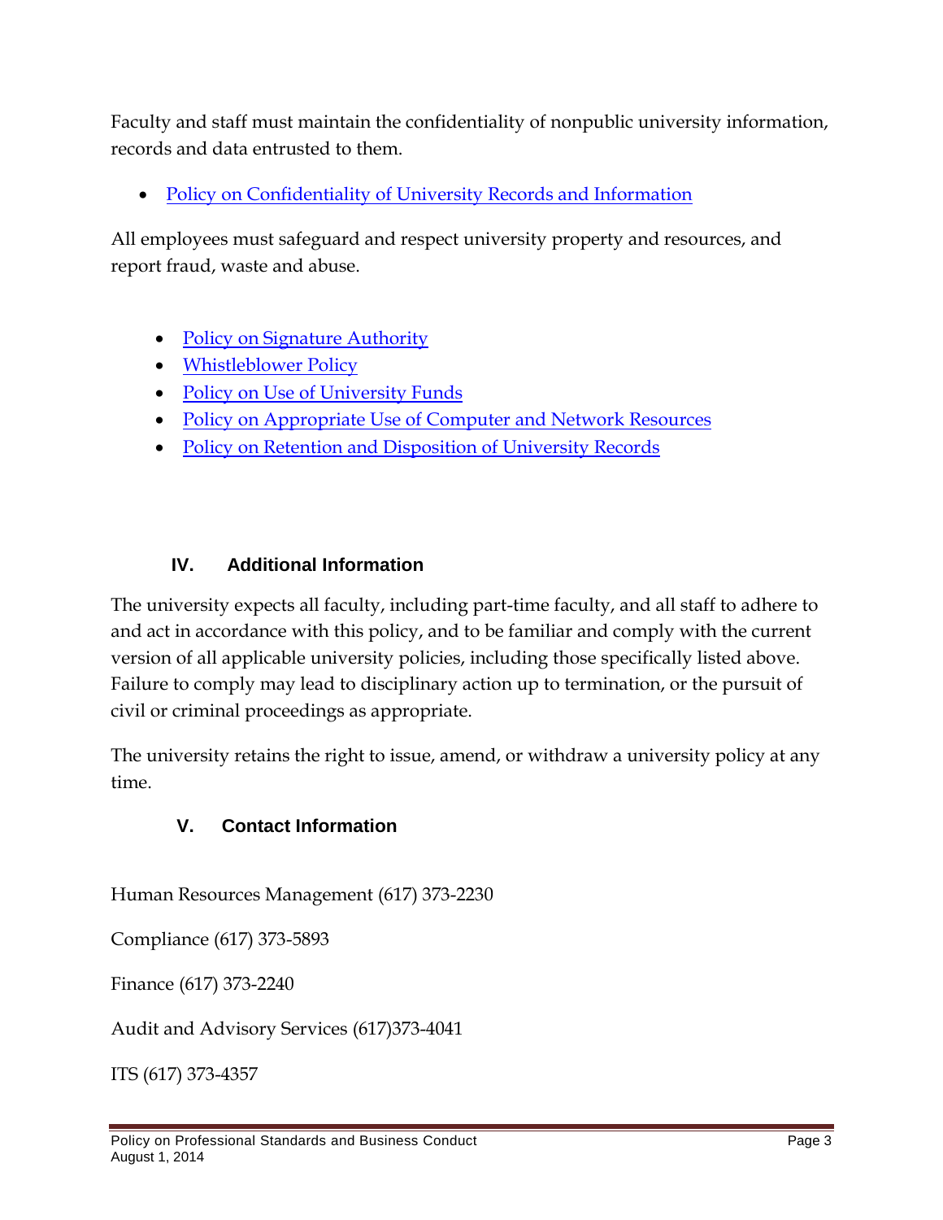Faculty and staff must maintain the confidentiality of nonpublic university information, records and data entrusted to them.

- Policy on Confidentiality of University Records and Information

All employees must safeguard and respect university property and resources, and report fraud, waste and abuse.

- Policy on Signature Authority
- Whistleblower Policy
- Policy on Use of University Funds
- Policy on Appropriate Use of Computer and Network Resources
- Policy on Retention and Disposition of University Records

## IV. Additional Information

The university expects all faculty, including part-time faculty, and all staff to adhere to and act in accordance with this policy, and to be familiar and comply with the current version of all applicable university policies, including those specifically listed above. Failure to comply may lead to disciplinary action up to termination, or the pursuit of civil or criminal proceedings as appropriate.

The university retains the right to issue, amend, or withdraw a university policy at any time.

## V. Contact Information

Human Resources Management (617) 373-2230

Compliance (617) 373-5893

Finance (617) 373-2240

Audit and Advisory Services (617)373-4041

ITS (617) 373-4357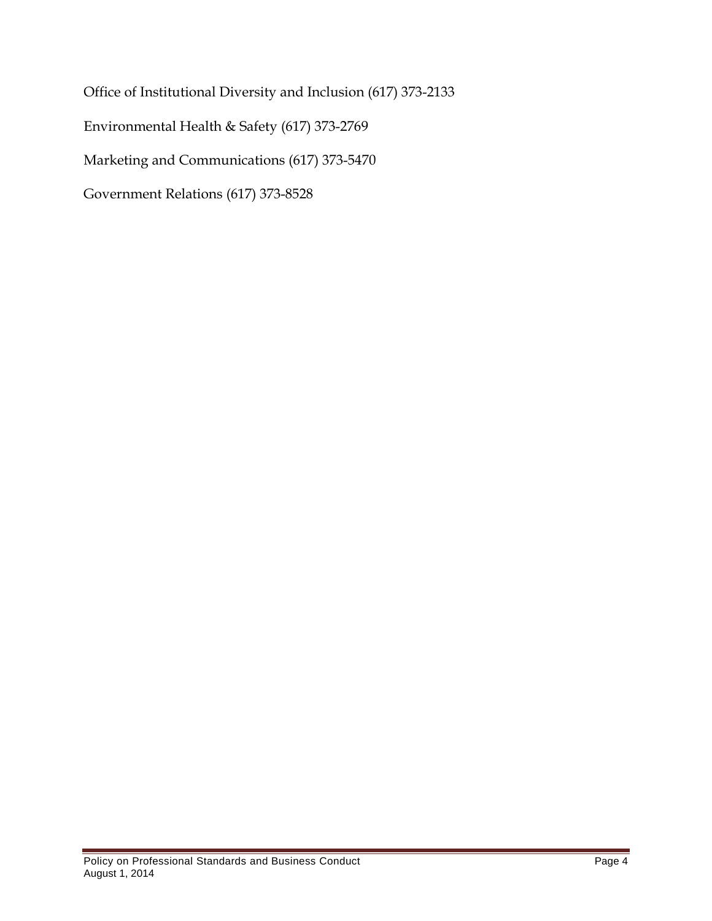Office of Institutional Diversity and Inclusion (617) 373-2133

Environmental Health & Safety (617) 373-2769

Marketing and Communications (617) 373-5470

Government Relations (617) 373-8528